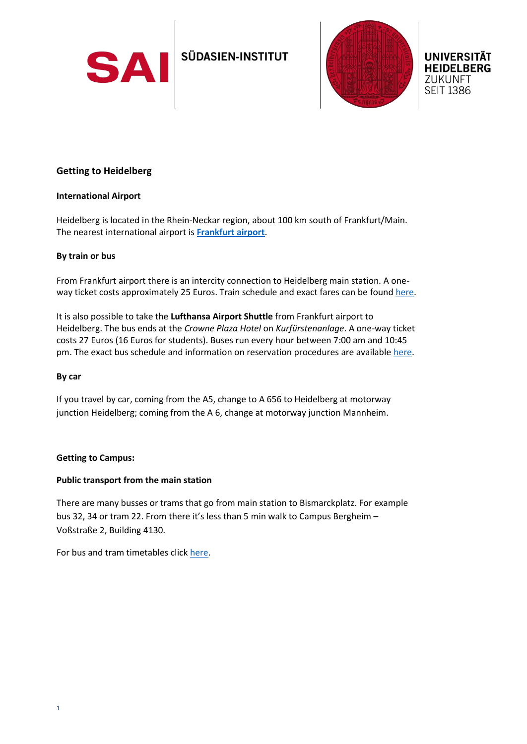SAI SÜDASIEN-INSTITUT

UNIVERSITÄT HEIDELBERG
ZUKUNFT
SEIT 1386

## Getting to Heidelberg

### International Airport

Heidelberg is located in the Rhein-Neckar region, about 100 km south of Frankfurt/Main. The nearest international airport is **Frankfurt airport**.

### By train or bus

From Frankfurt airport there is an intercity connection to Heidelberg main station. A one-way ticket costs approximately 25 Euros. Train schedule and exact fares can be found here.

It is also possible to take the **Lufthansa Airport Shuttle** from Frankfurt airport to Heidelberg. The bus ends at the *Crowne Plaza Hotel* on *Kurfürstenanlage*. A one-way ticket costs 27 Euros (16 Euros for students). Buses run every hour between 7:00 am and 10:45 pm. The exact bus schedule and information on reservation procedures are available here.

### By car

If you travel by car, coming from the A5, change to A 656 to Heidelberg at motorway junction Heidelberg; coming from the A 6, change at motorway junction Mannheim.

## Getting to Campus:

### Public transport from the main station

There are many busses or trams that go from main station to Bismarckplatz. For example bus 32, 34 or tram 22. From there it's less than 5 min walk to Campus Bergheim – Voßstraße 2, Building 4130.

For bus and tram timetables click here.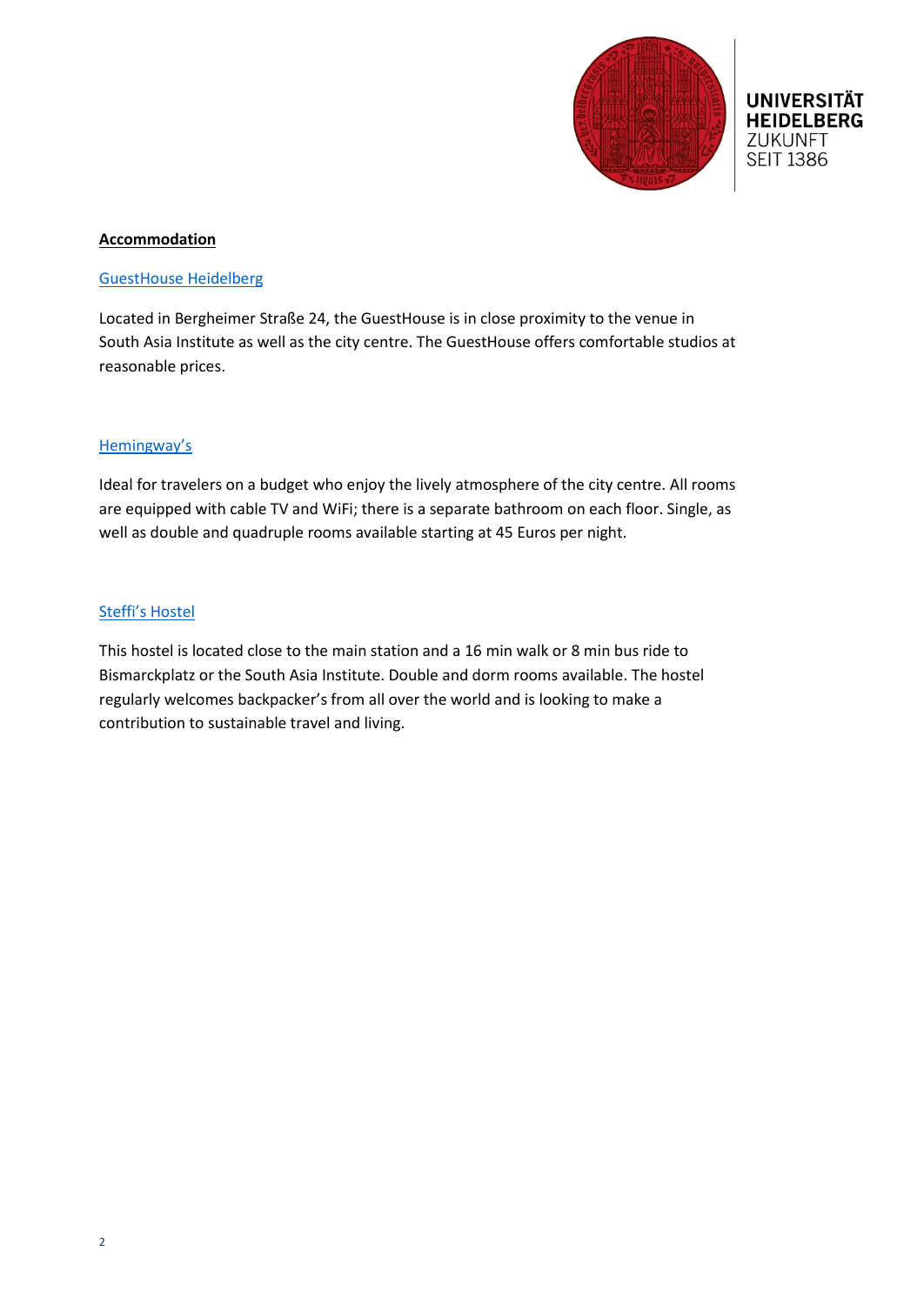**Accommodation**

GuestHouse Heidelberg

Located in Bergheimer Straße 24, the GuestHouse is in close proximity to the venue in South Asia Institute as well as the city centre. The GuestHouse offers comfortable studios at reasonable prices.

Hemingway's

Ideal for travelers on a budget who enjoy the lively atmosphere of the city centre. All rooms are equipped with cable TV and WiFi; there is a separate bathroom on each floor. Single, as well as double and quadruple rooms available starting at 45 Euros per night.

Steffi's Hostel

This hostel is located close to the main station and a 16 min walk or 8 min bus ride to Bismarckplatz or the South Asia Institute. Double and dorm rooms available. The hostel regularly welcomes backpacker's from all over the world and is looking to make a contribution to sustainable travel and living.